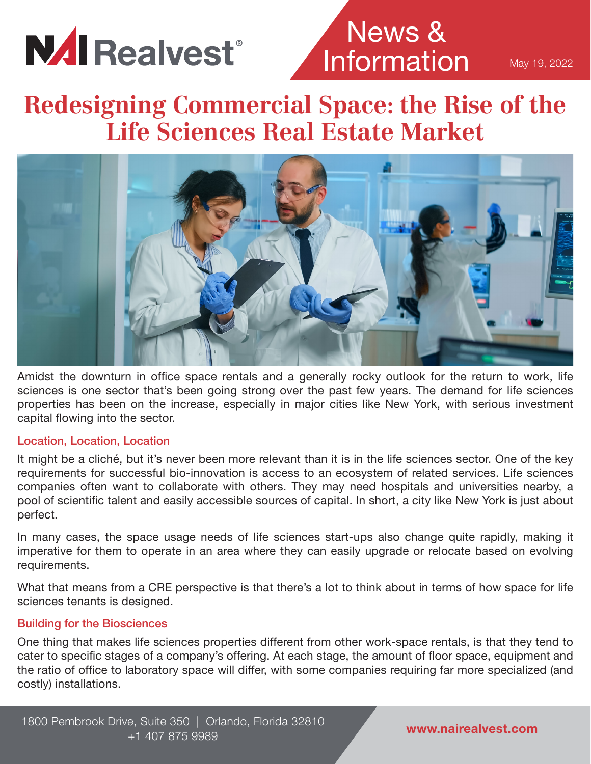NAI Realvest®

News & Information

May 19, 2022

# Redesigning Commercial Space: the Rise of the Life Sciences Real Estate Market

Amidst the downturn in office space rentals and a generally rocky outlook for the return to work, life sciences is one sector that's been going strong over the past few years. The demand for life sciences properties has been on the increase, especially in major cities like New York, with serious investment capital flowing into the sector.

## Location, Location, Location

It might be a cliché, but it's never been more relevant than it is in the life sciences sector. One of the key requirements for successful bio-innovation is access to an ecosystem of related services. Life sciences companies often want to collaborate with others. They may need hospitals and universities nearby, a pool of scientific talent and easily accessible sources of capital. In short, a city like New York is just about perfect.

In many cases, the space usage needs of life sciences start-ups also change quite rapidly, making it imperative for them to operate in an area where they can easily upgrade or relocate based on evolving requirements.

What that means from a CRE perspective is that there's a lot to think about in terms of how space for life sciences tenants is designed.

## Building for the Biosciences

One thing that makes life sciences properties different from other work-space rentals, is that they tend to cater to specific stages of a company's offering. At each stage, the amount of floor space, equipment and the ratio of office to laboratory space will differ, with some companies requiring far more specialized (and costly) installations.

1800 Pembrook Drive, Suite 350 | Orlando, Florida 32810
+1 407 875 9989

www.nairealvest.com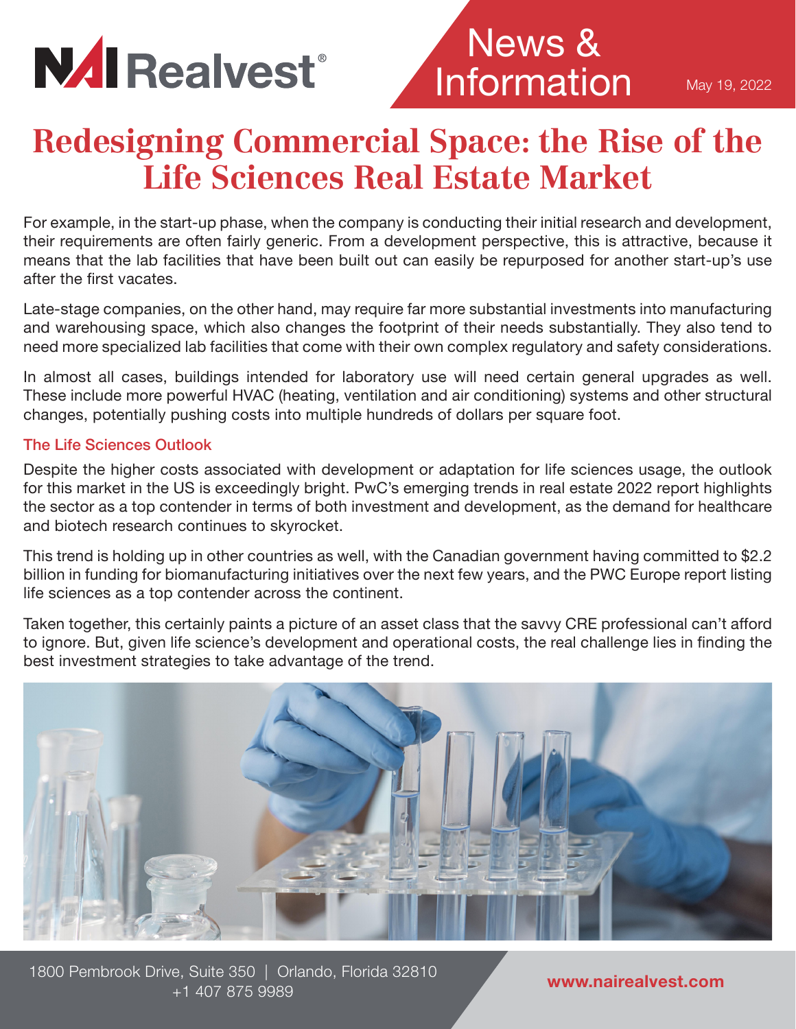# Redesigning Commercial Space: the Rise of the Life Sciences Real Estate Market

For example, in the start-up phase, when the company is conducting their initial research and development, their requirements are often fairly generic. From a development perspective, this is attractive, because it means that the lab facilities that have been built out can easily be repurposed for another start-up's use after the first vacates.

Late-stage companies, on the other hand, may require far more substantial investments into manufacturing and warehousing space, which also changes the footprint of their needs substantially. They also tend to need more specialized lab facilities that come with their own complex regulatory and safety considerations.

In almost all cases, buildings intended for laboratory use will need certain general upgrades as well. These include more powerful HVAC (heating, ventilation and air conditioning) systems and other structural changes, potentially pushing costs into multiple hundreds of dollars per square foot.

### The Life Sciences Outlook

Despite the higher costs associated with development or adaptation for life sciences usage, the outlook for this market in the US is exceedingly bright. PwC's emerging trends in real estate 2022 report highlights the sector as a top contender in terms of both investment and development, as the demand for healthcare and biotech research continues to skyrocket.

This trend is holding up in other countries as well, with the Canadian government having committed to $2.2 billion in funding for biomanufacturing initiatives over the next few years, and the PWC Europe report listing life sciences as a top contender across the continent.

Taken together, this certainly paints a picture of an asset class that the savvy CRE professional can't afford to ignore. But, given life science's development and operational costs, the real challenge lies in finding the best investment strategies to take advantage of the trend.